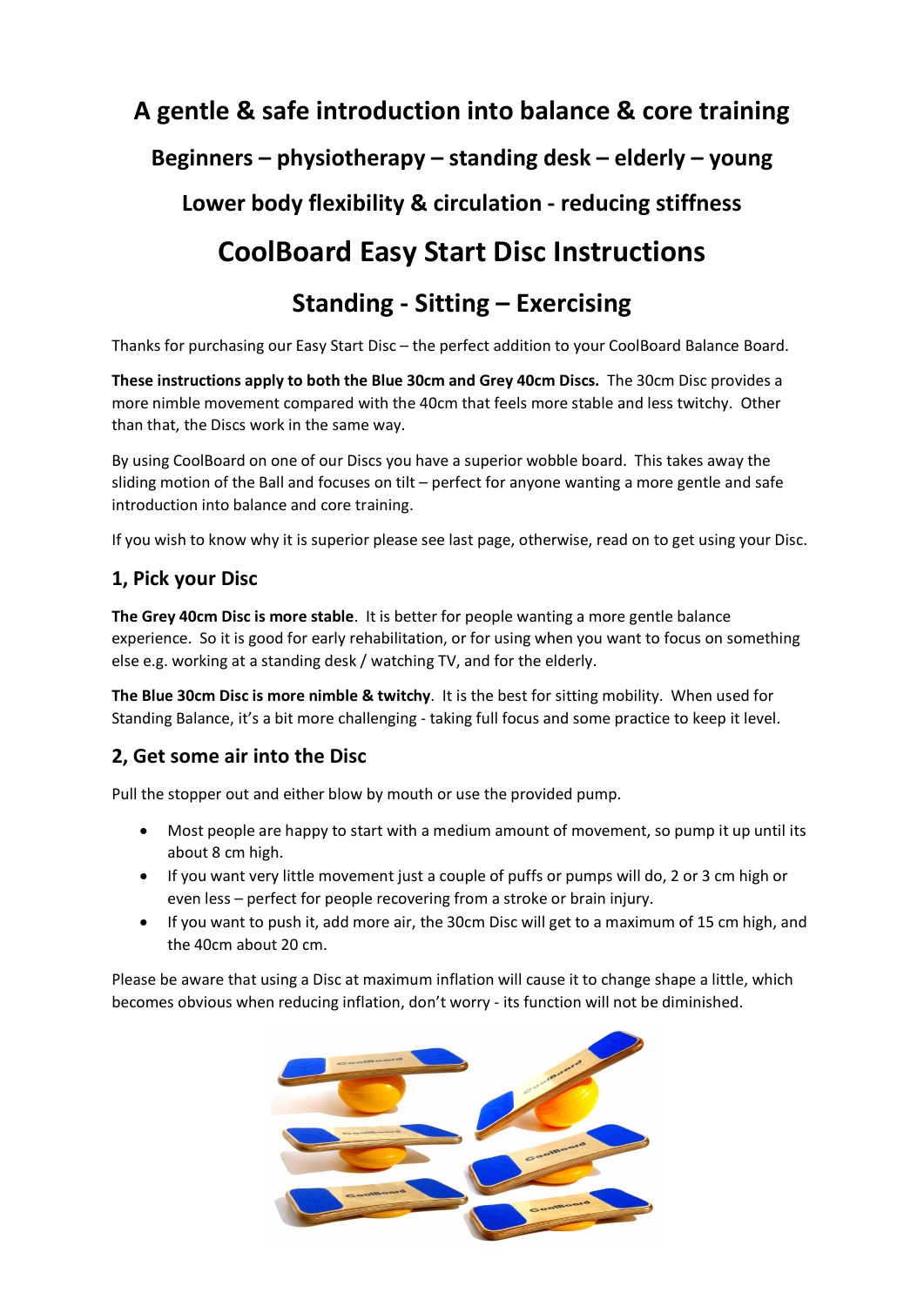# A gentle & safe introduction into balance & core training

## Beginners – physiotherapy – standing desk – elderly – young

## Lower body flexibility & circulation - reducing stiffness

# CoolBoard Easy Start Disc Instructions

## Standing - Sitting – Exercising

Thanks for purchasing our Easy Start Disc – the perfect addition to your CoolBoard Balance Board.

**These instructions apply to both the Blue 30cm and Grey 40cm Discs.** The 30cm Disc provides a more nimble movement compared with the 40cm that feels more stable and less twitchy. Other than that, the Discs work in the same way.

By using CoolBoard on one of our Discs you have a superior wobble board. This takes away the sliding motion of the Ball and focuses on tilt – perfect for anyone wanting a more gentle and safe introduction into balance and core training.

If you wish to know why it is superior please see last page, otherwise, read on to get using your Disc.

### 1, Pick your Disc

**The Grey 40cm Disc is more stable**. It is better for people wanting a more gentle balance experience. So it is good for early rehabilitation, or for using when you want to focus on something else e.g. working at a standing desk / watching TV, and for the elderly.

**The Blue 30cm Disc is more nimble & twitchy**. It is the best for sitting mobility. When used for Standing Balance, it's a bit more challenging - taking full focus and some practice to keep it level.

### 2, Get some air into the Disc

Pull the stopper out and either blow by mouth or use the provided pump.

- Most people are happy to start with a medium amount of movement, so pump it up until its about 8 cm high.
- If you want very little movement just a couple of puffs or pumps will do, 2 or 3 cm high or even less – perfect for people recovering from a stroke or brain injury.
- If you want to push it, add more air, the 30cm Disc will get to a maximum of 15 cm high, and the 40cm about 20 cm.

Please be aware that using a Disc at maximum inflation will cause it to change shape a little, which becomes obvious when reducing inflation, don't worry - its function will not be diminished.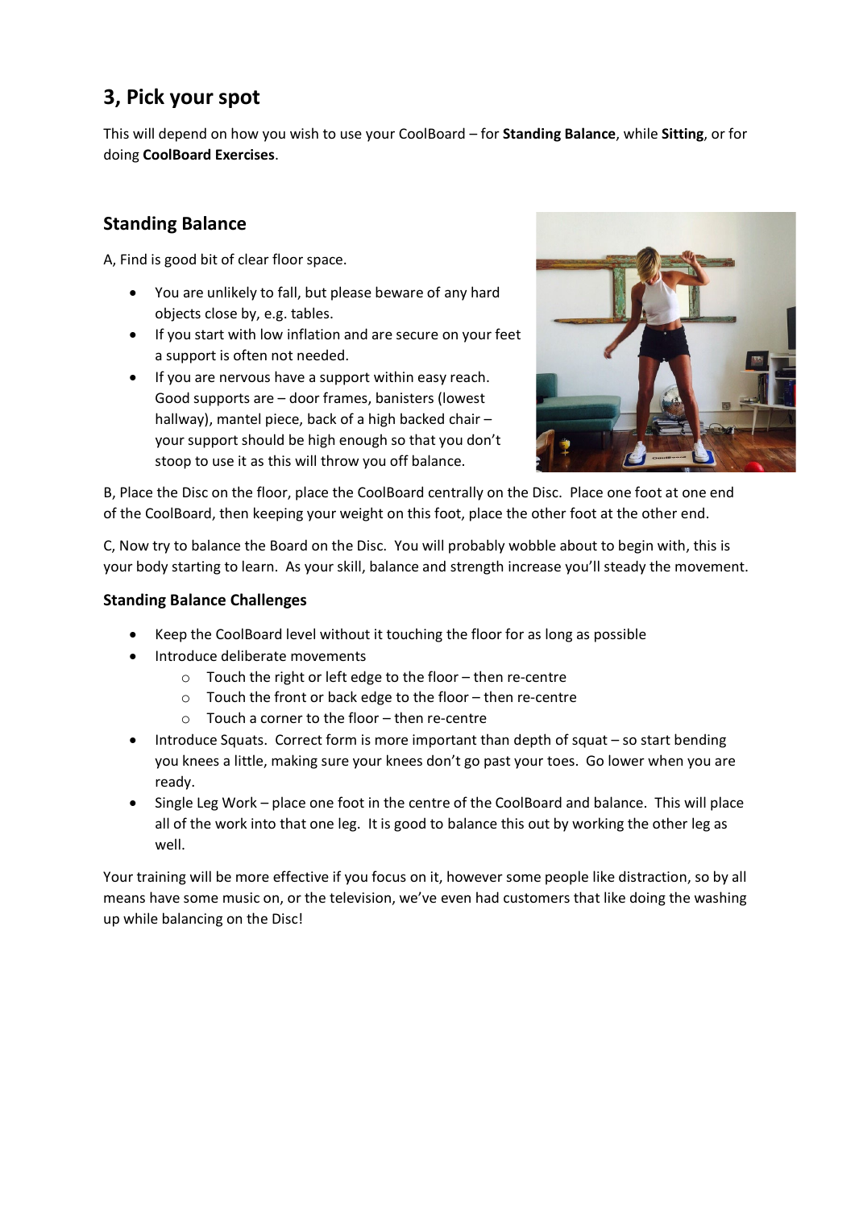## 3, Pick your spot

This will depend on how you wish to use your CoolBoard – for **Standing Balance**, while **Sitting**, or for doing **CoolBoard Exercises**.

### Standing Balance

A, Find is good bit of clear floor space.

- You are unlikely to fall, but please beware of any hard objects close by, e.g. tables.
- If you start with low inflation and are secure on your feet a support is often not needed.
- If you are nervous have a support within easy reach. Good supports are – door frames, banisters (lowest hallway), mantel piece, back of a high backed chair – your support should be high enough so that you don't stoop to use it as this will throw you off balance.

B, Place the Disc on the floor, place the CoolBoard centrally on the Disc. Place one foot at one end of the CoolBoard, then keeping your weight on this foot, place the other foot at the other end.

C, Now try to balance the Board on the Disc. You will probably wobble about to begin with, this is your body starting to learn. As your skill, balance and strength increase you'll steady the movement.

#### Standing Balance Challenges

- Keep the CoolBoard level without it touching the floor for as long as possible
- Introduce deliberate movements
  - Touch the right or left edge to the floor – then re-centre
  - Touch the front or back edge to the floor – then re-centre
  - Touch a corner to the floor – then re-centre
- Introduce Squats. Correct form is more important than depth of squat – so start bending you knees a little, making sure your knees don't go past your toes. Go lower when you are ready.
- Single Leg Work – place one foot in the centre of the CoolBoard and balance. This will place all of the work into that one leg. It is good to balance this out by working the other leg as well.

Your training will be more effective if you focus on it, however some people like distraction, so by all means have some music on, or the television, we've even had customers that like doing the washing up while balancing on the Disc!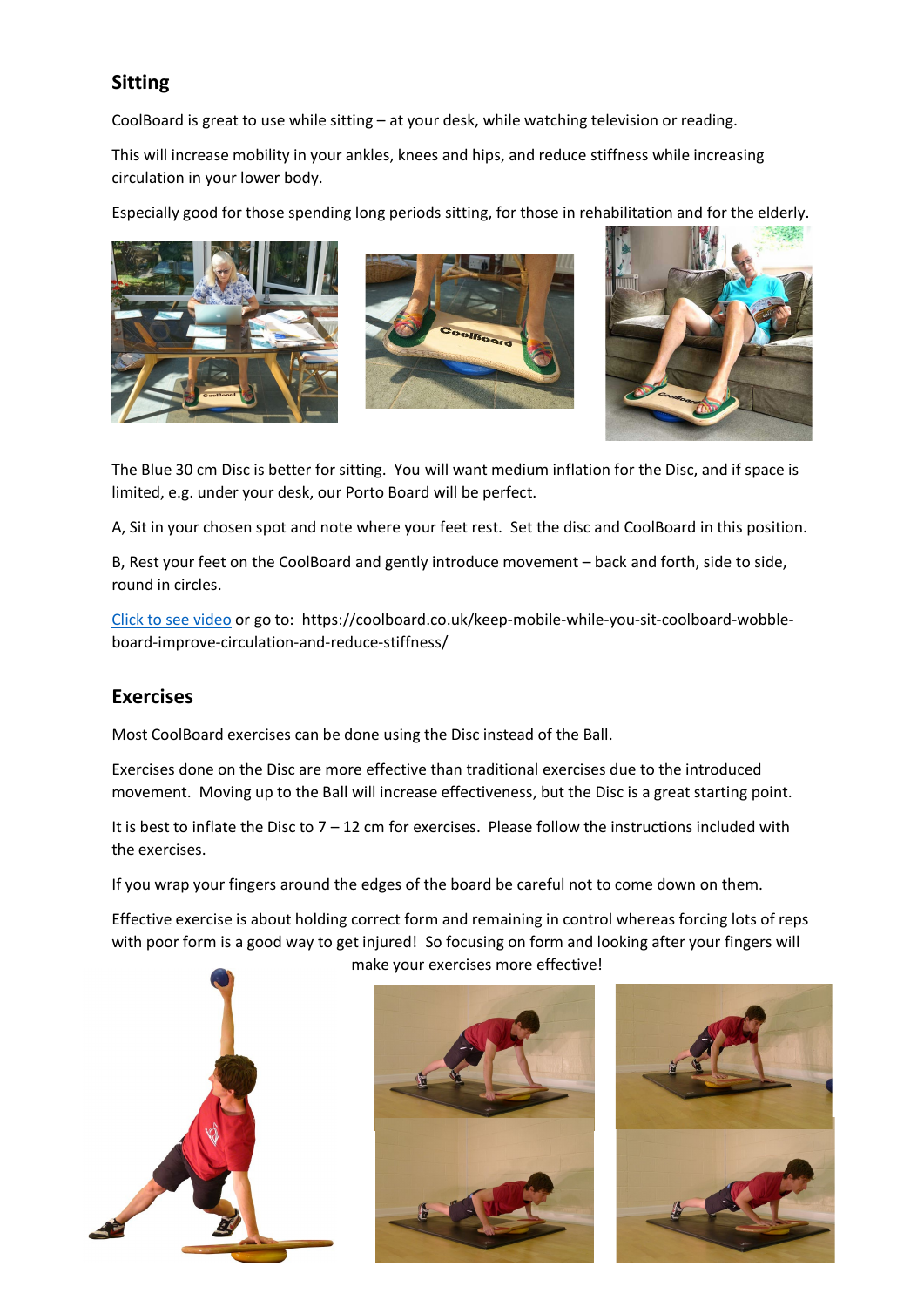## Sitting

CoolBoard is great to use while sitting – at your desk, while watching television or reading.

This will increase mobility in your ankles, knees and hips, and reduce stiffness while increasing circulation in your lower body.

Especially good for those spending long periods sitting, for those in rehabilitation and for the elderly.

The Blue 30 cm Disc is better for sitting. You will want medium inflation for the Disc, and if space is limited, e.g. under your desk, our Porto Board will be perfect.

A, Sit in your chosen spot and note where your feet rest. Set the disc and CoolBoard in this position.

B, Rest your feet on the CoolBoard and gently introduce movement – back and forth, side to side, round in circles.

Click to see video or go to: https://coolboard.co.uk/keep-mobile-while-you-sit-coolboard-wobble-board-improve-circulation-and-reduce-stiffness/

## Exercises

Most CoolBoard exercises can be done using the Disc instead of the Ball.

Exercises done on the Disc are more effective than traditional exercises due to the introduced movement. Moving up to the Ball will increase effectiveness, but the Disc is a great starting point.

It is best to inflate the Disc to 7 – 12 cm for exercises. Please follow the instructions included with the exercises.

If you wrap your fingers around the edges of the board be careful not to come down on them.

Effective exercise is about holding correct form and remaining in control whereas forcing lots of reps with poor form is a good way to get injured! So focusing on form and looking after your fingers will make your exercises more effective!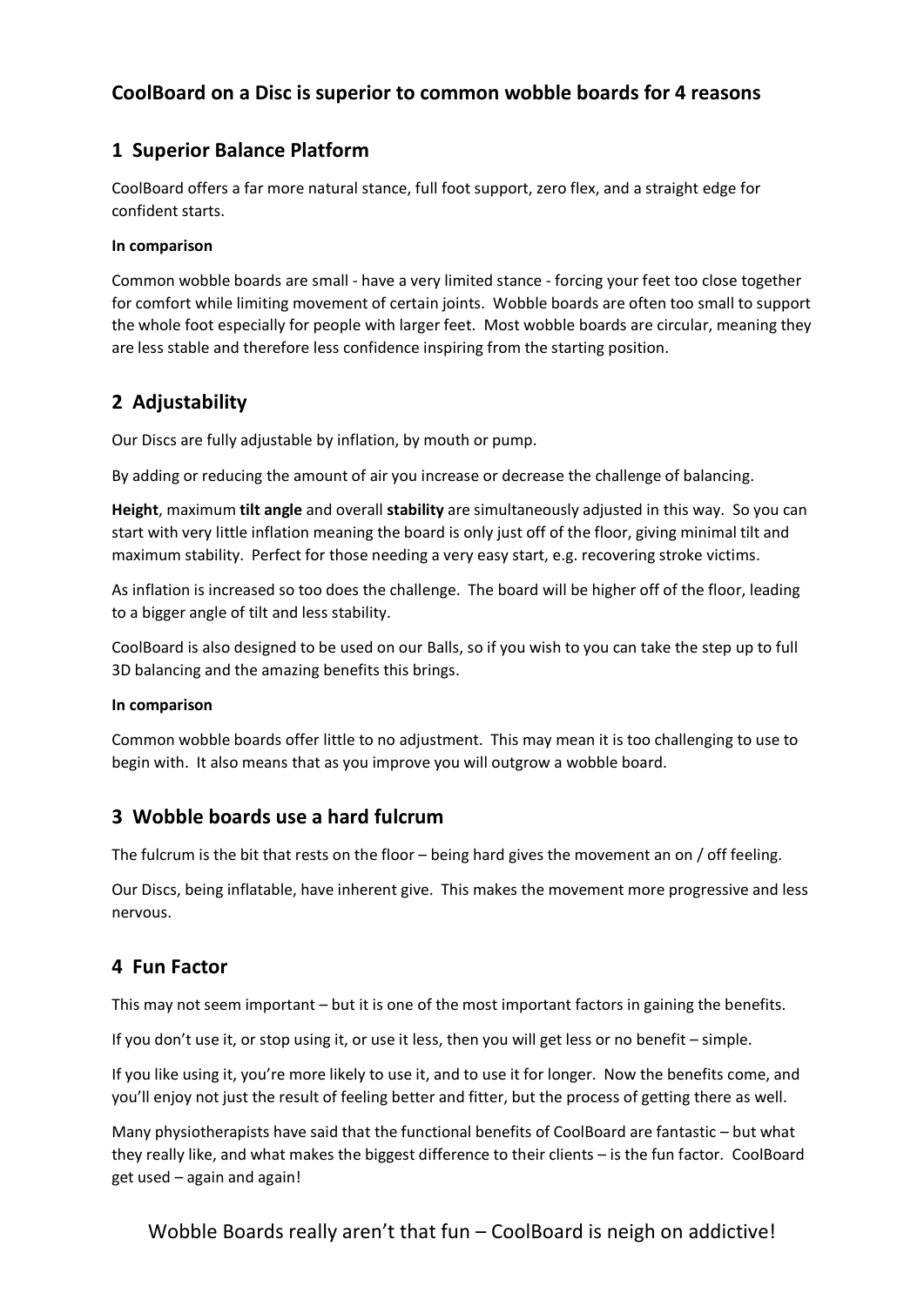## CoolBoard on a Disc is superior to common wobble boards for 4 reasons

## 1 Superior Balance Platform

CoolBoard offers a far more natural stance, full foot support, zero flex, and a straight edge for confident starts.

**In comparison**

Common wobble boards are small - have a very limited stance - forcing your feet too close together for comfort while limiting movement of certain joints. Wobble boards are often too small to support the whole foot especially for people with larger feet. Most wobble boards are circular, meaning they are less stable and therefore less confidence inspiring from the starting position.

## 2 Adjustability

Our Discs are fully adjustable by inflation, by mouth or pump.

By adding or reducing the amount of air you increase or decrease the challenge of balancing.

**Height**, maximum **tilt angle** and overall **stability** are simultaneously adjusted in this way. So you can start with very little inflation meaning the board is only just off of the floor, giving minimal tilt and maximum stability. Perfect for those needing a very easy start, e.g. recovering stroke victims.

As inflation is increased so too does the challenge. The board will be higher off of the floor, leading to a bigger angle of tilt and less stability.

CoolBoard is also designed to be used on our Balls, so if you wish to you can take the step up to full 3D balancing and the amazing benefits this brings.

**In comparison**

Common wobble boards offer little to no adjustment. This may mean it is too challenging to use to begin with. It also means that as you improve you will outgrow a wobble board.

## 3 Wobble boards use a hard fulcrum

The fulcrum is the bit that rests on the floor – being hard gives the movement an on / off feeling.

Our Discs, being inflatable, have inherent give. This makes the movement more progressive and less nervous.

## 4 Fun Factor

This may not seem important – but it is one of the most important factors in gaining the benefits.

If you don't use it, or stop using it, or use it less, then you will get less or no benefit – simple.

If you like using it, you're more likely to use it, and to use it for longer. Now the benefits come, and you'll enjoy not just the result of feeling better and fitter, but the process of getting there as well.

Many physiotherapists have said that the functional benefits of CoolBoard are fantastic – but what they really like, and what makes the biggest difference to their clients – is the fun factor. CoolBoard get used – again and again!

Wobble Boards really aren't that fun – CoolBoard is neigh on addictive!